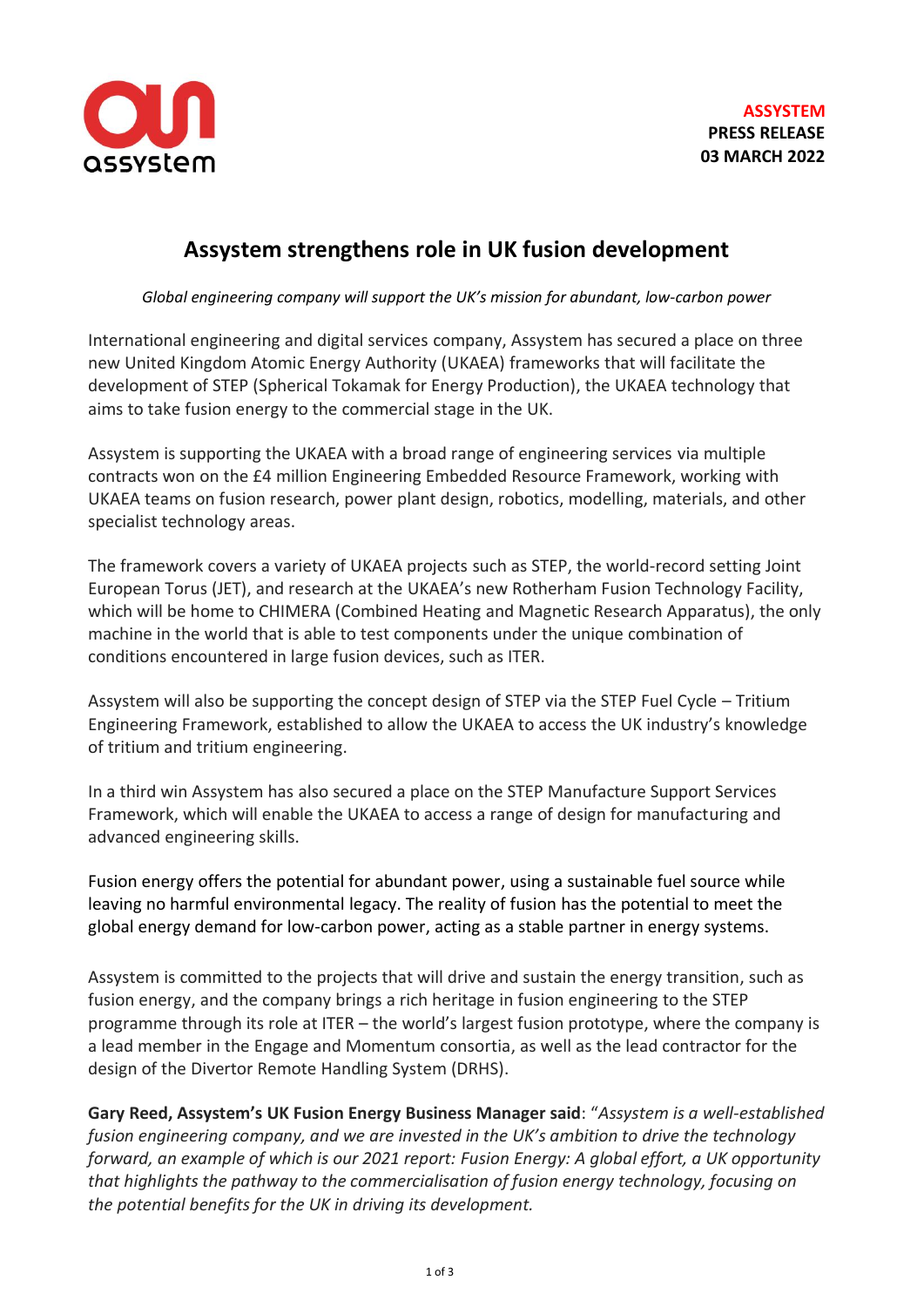**ASSYSTEM**
**PRESS RELEASE**
**03 MARCH 2022**

# Assystem strengthens role in UK fusion development

*Global engineering company will support the UK's mission for abundant, low-carbon power*

International engineering and digital services company, Assystem has secured a place on three new United Kingdom Atomic Energy Authority (UKAEA) frameworks that will facilitate the development of STEP (Spherical Tokamak for Energy Production), the UKAEA technology that aims to take fusion energy to the commercial stage in the UK.

Assystem is supporting the UKAEA with a broad range of engineering services via multiple contracts won on the £4 million Engineering Embedded Resource Framework, working with UKAEA teams on fusion research, power plant design, robotics, modelling, materials, and other specialist technology areas.

The framework covers a variety of UKAEA projects such as STEP, the world-record setting Joint European Torus (JET), and research at the UKAEA's new Rotherham Fusion Technology Facility, which will be home to CHIMERA (Combined Heating and Magnetic Research Apparatus), the only machine in the world that is able to test components under the unique combination of conditions encountered in large fusion devices, such as ITER.

Assystem will also be supporting the concept design of STEP via the STEP Fuel Cycle – Tritium Engineering Framework, established to allow the UKAEA to access the UK industry's knowledge of tritium and tritium engineering.

In a third win Assystem has also secured a place on the STEP Manufacture Support Services Framework, which will enable the UKAEA to access a range of design for manufacturing and advanced engineering skills.

Fusion energy offers the potential for abundant power, using a sustainable fuel source while leaving no harmful environmental legacy. The reality of fusion has the potential to meet the global energy demand for low-carbon power, acting as a stable partner in energy systems.

Assystem is committed to the projects that will drive and sustain the energy transition, such as fusion energy, and the company brings a rich heritage in fusion engineering to the STEP programme through its role at ITER – the world's largest fusion prototype, where the company is a lead member in the Engage and Momentum consortia, as well as the lead contractor for the design of the Divertor Remote Handling System (DRHS).

**Gary Reed, Assystem's UK Fusion Energy Business Manager said**: "*Assystem is a well-established fusion engineering company, and we are invested in the UK's ambition to drive the technology forward, an example of which is our 2021 report: Fusion Energy: A global effort, a UK opportunity that highlights the pathway to the commercialisation of fusion energy technology, focusing on the potential benefits for the UK in driving its development.*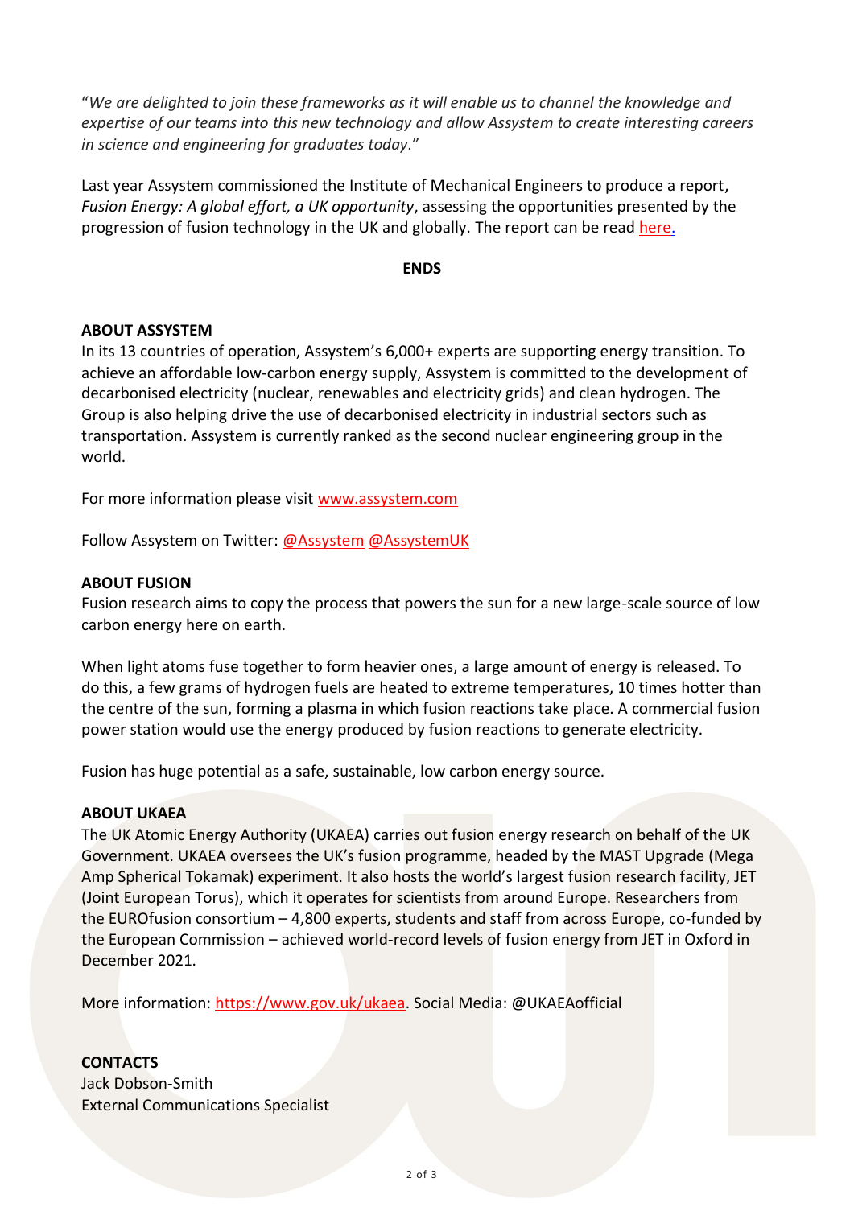"*We are delighted to join these frameworks as it will enable us to channel the knowledge and expertise of our teams into this new technology and allow Assystem to create interesting careers in science and engineering for graduates today*."

Last year Assystem commissioned the Institute of Mechanical Engineers to produce a report, *Fusion Energy: A global effort, a UK opportunity*, assessing the opportunities presented by the progression of fusion technology in the UK and globally. The report can be read here.

**ENDS**

**ABOUT ASSYSTEM**

In its 13 countries of operation, Assystem's 6,000+ experts are supporting energy transition. To achieve an affordable low-carbon energy supply, Assystem is committed to the development of decarbonised electricity (nuclear, renewables and electricity grids) and clean hydrogen. The Group is also helping drive the use of decarbonised electricity in industrial sectors such as transportation. Assystem is currently ranked as the second nuclear engineering group in the world.

For more information please visit www.assystem.com

Follow Assystem on Twitter: @Assystem @AssystemUK

**ABOUT FUSION**

Fusion research aims to copy the process that powers the sun for a new large-scale source of low carbon energy here on earth.

When light atoms fuse together to form heavier ones, a large amount of energy is released. To do this, a few grams of hydrogen fuels are heated to extreme temperatures, 10 times hotter than the centre of the sun, forming a plasma in which fusion reactions take place. A commercial fusion power station would use the energy produced by fusion reactions to generate electricity.

Fusion has huge potential as a safe, sustainable, low carbon energy source.

**ABOUT UKAEA**

The UK Atomic Energy Authority (UKAEA) carries out fusion energy research on behalf of the UK Government. UKAEA oversees the UK's fusion programme, headed by the MAST Upgrade (Mega Amp Spherical Tokamak) experiment. It also hosts the world's largest fusion research facility, JET (Joint European Torus), which it operates for scientists from around Europe. Researchers from the EUROfusion consortium – 4,800 experts, students and staff from across Europe, co-funded by the European Commission – achieved world-record levels of fusion energy from JET in Oxford in December 2021.

More information: https://www.gov.uk/ukaea. Social Media: @UKAEAofficial

**CONTACTS**

Jack Dobson-Smith
External Communications Specialist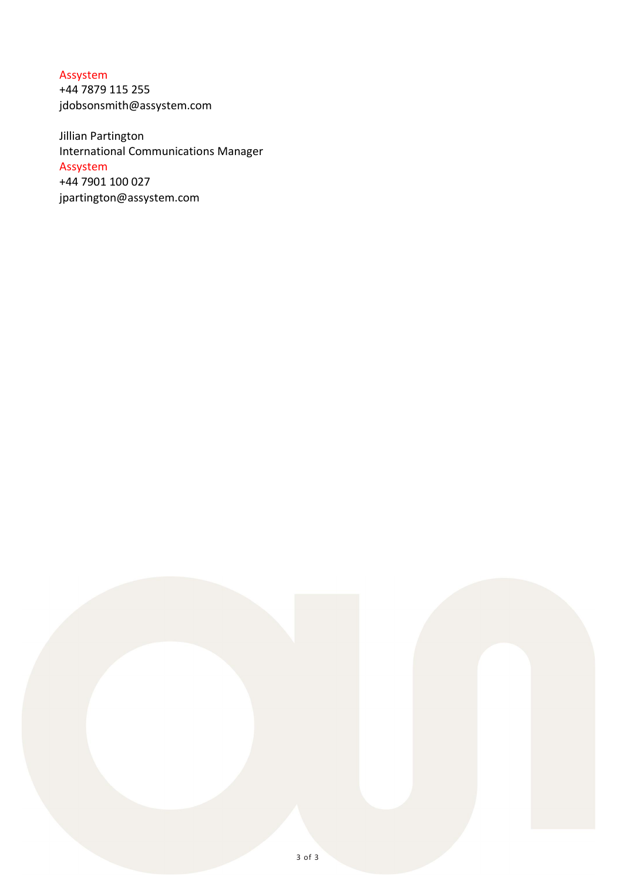Assystem
+44 7879 115 255
jdobsonsmith@assystem.com

Jillian Partington
International Communications Manager
Assystem
+44 7901 100 027
jpartington@assystem.com